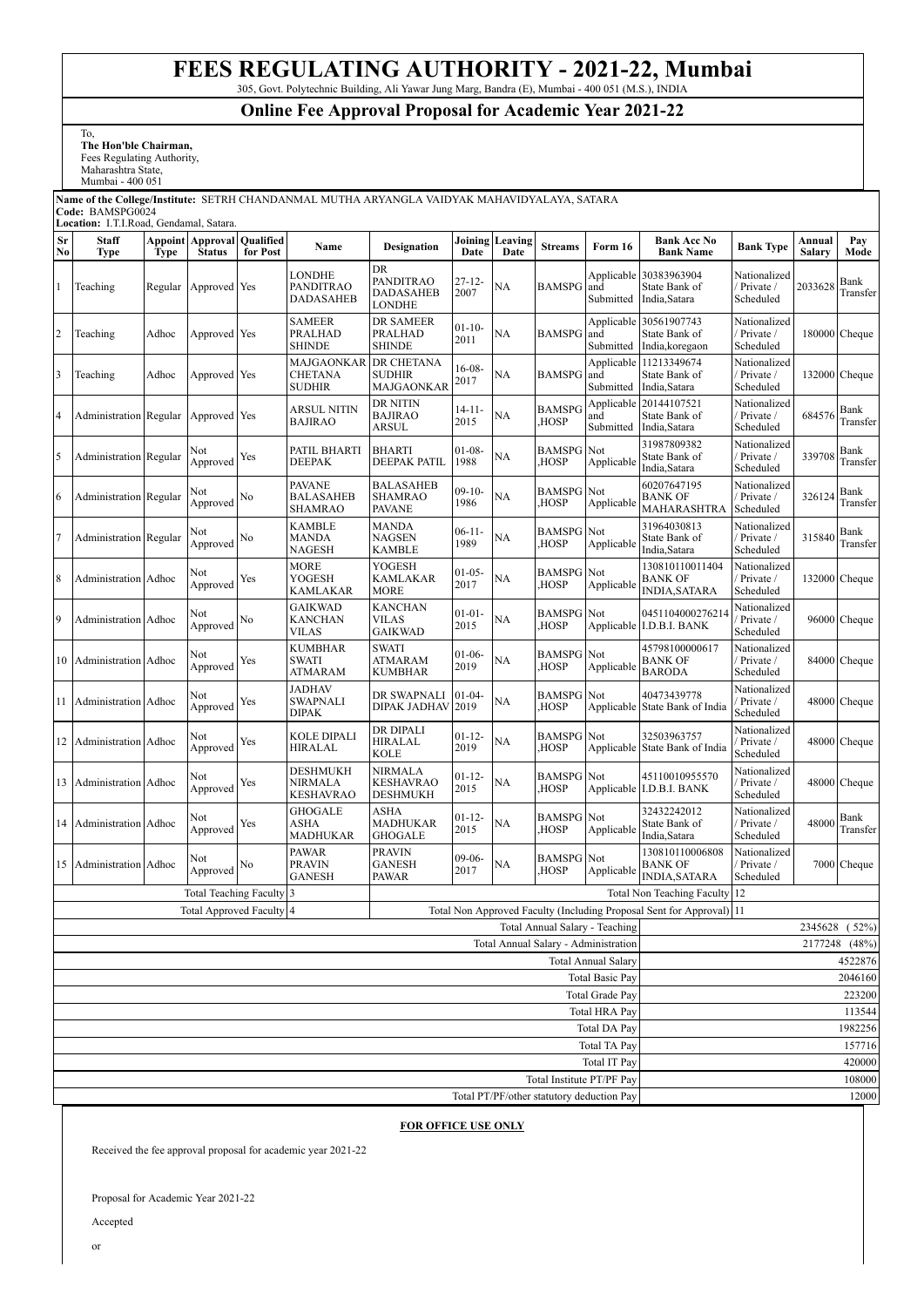# FEES REGULATING AUTHORITY - 2021-22, Mumbai

305, Govt. Polytechnic Building, Ali Yawar Jung Marg, Bandra (E), Mumbai - 400 051 (M.S.), INDIA

## Online Fee Approval Proposal for Academic Year 2021-22

To,
**The Hon'ble Chairman,**
Fees Regulating Authority,
Maharashtra State,
Mumbai - 400 051

**Name of the College/Institute:** SETRH CHANDANMAL MUTHA ARYANGLA VAIDYAK MAHAVIDYALAYA, SATARA
**Code:** BAMSPG0024
**Location:** I.T.I.Road, Gendamal, Satara.

| Sr No | Staff Type | Appoint Type | Approval Status | Qualified for Post | Name | Designation | Joining Date | Leaving Date | Streams | Form 16 | Bank Acc No Bank Name | Bank Type | Annual Salary | Pay Mode |
|---|---|---|---|---|---|---|---|---|---|---|---|---|---|---|
| 1 | Teaching | Regular | Approved | Yes | LONDHE PANDITRAO DADASAHEB | DR PANDITRAO DADASAHEB LONDHE | 27-12-2007 | NA | BAMSPG | Applicable and Submitted | 30383963904 State Bank of India,Satara | Nationalized / Private / Scheduled | 2033628 | Bank Transfer |
| 2 | Teaching | Adhoc | Approved | Yes | SAMEER PRALHAD SHINDE | DR SAMEER PRALHAD SHINDE | 01-10-2011 | NA | BAMSPG | Applicable and Submitted | 30561907743 State Bank of India,koregaon | Nationalized / Private / Scheduled | 180000 | Cheque |
| 3 | Teaching | Adhoc | Approved | Yes | MAJGAONKAR CHETANA SUDHIR | DR CHETANA SUDHIR MAJGAONKAR | 16-08-2017 | NA | BAMSPG | Applicable and Submitted | 11213349674 State Bank of India,Satara | Nationalized / Private / Scheduled | 132000 | Cheque |
| 4 | Administration | Regular | Approved | Yes | ARSUL NITIN BAJIRAO | DR NITIN BAJIRAO ARSUL | 14-11-2015 | NA | BAMSPG ,HOSP | Applicable and Submitted | 20144107521 State Bank of India,Satara | Nationalized / Private / Scheduled | 684576 | Bank Transfer |
| 5 | Administration | Regular | Not Approved | Yes | PATIL BHARTI DEEPAK | BHARTI DEEPAK PATIL | 01-08-1988 | NA | BAMSPG ,HOSP | Not Applicable | 31987809382 State Bank of India,Satara | Nationalized / Private / Scheduled | 339708 | Bank Transfer |
| 6 | Administration | Regular | Not Approved | No | PAVANE BALASAHEB SHAMRAO | BALASAHEB SHAMRAO PAVANE | 09-10-1986 | NA | BAMSPG ,HOSP | Not Applicable | 60207647195 BANK OF MAHARASHTRA | Nationalized / Private / Scheduled | 326124 | Bank Transfer |
| 7 | Administration | Regular | Not Approved | No | KAMBLE MANDA NAGESH | MANDA NAGSEN KAMBLE | 06-11-1989 | NA | BAMSPG ,HOSP | Not Applicable | 31964030813 State Bank of India,Satara | Nationalized / Private / Scheduled | 315840 | Bank Transfer |
| 8 | Administration | Adhoc | Not Approved | Yes | MORE YOGESH KAMLAKAR | YOGESH KAMLAKAR MORE | 01-05-2017 | NA | BAMSPG ,HOSP | Not Applicable | 130810110011404 BANK OF INDIA,SATARA | Nationalized / Private / Scheduled | 132000 | Cheque |
| 9 | Administration | Adhoc | Not Approved | No | GAIKWAD KANCHAN VILAS | KANCHAN VILAS GAIKWAD | 01-01-2015 | NA | BAMSPG ,HOSP | Not Applicable | 0451104000276214 I.D.B.I. BANK | Nationalized / Private / Scheduled | 96000 | Cheque |
| 10 | Administration | Adhoc | Not Approved | Yes | KUMBHAR SWATI ATMARAM | SWATI ATMARAM KUMBHAR | 01-06-2019 | NA | BAMSPG ,HOSP | Not Applicable | 45798100000617 BANK OF BARODA | Nationalized / Private / Scheduled | 84000 | Cheque |
| 11 | Administration | Adhoc | Not Approved | Yes | JADHAV SWAPNALI DIPAK | DR SWAPNALI DIPAK JADHAV | 01-04-2019 | NA | BAMSPG ,HOSP | Not Applicable | 40473439778 State Bank of India | Nationalized / Private / Scheduled | 48000 | Cheque |
| 12 | Administration | Adhoc | Not Approved | Yes | KOLE DIPALI HIRALAL | DR DIPALI HIRALAL KOLE | 01-12-2019 | NA | BAMSPG ,HOSP | Not Applicable | 32503963757 State Bank of India | Nationalized / Private / Scheduled | 48000 | Cheque |
| 13 | Administration | Adhoc | Not Approved | Yes | DESHMUKH NIRMALA KESHAVRAO | NIRMALA KESHAVRAO DESHMUKH | 01-12-2015 | NA | BAMSPG ,HOSP | Not Applicable | 45110010955570 I.D.B.I. BANK | Nationalized / Private / Scheduled | 48000 | Cheque |
| 14 | Administration | Adhoc | Not Approved | Yes | GHOGALE ASHA MADHUKAR | ASHA MADHUKAR GHOGALE | 01-12-2015 | NA | BAMSPG ,HOSP | Not Applicable | 32432242012 State Bank of India,Satara | Nationalized / Private / Scheduled | 48000 | Bank Transfer |
| 15 | Administration | Adhoc | Not Approved | No | PAWAR PRAVIN GANESH | PRAVIN GANESH PAWAR | 09-06-2017 | NA | BAMSPG ,HOSP | Not Applicable | 130810110006808 BANK OF INDIA,SATARA | Nationalized / Private / Scheduled | 7000 | Cheque |

| | |
|---|---|
| Total Teaching Faculty | 3 |
| Total Approved Faculty | 4 |
| Total Non Teaching Faculty | 12 |
| Total Non Approved Faculty (Including Proposal Sent for Approval) | 11 |
| Total Annual Salary - Teaching | 2345628 ( 52%) |
| Total Annual Salary - Administration | 2177248 (48%) |
| Total Annual Salary | 4522876 |
| Total Basic Pay | 2046160 |
| Total Grade Pay | 223200 |
| Total HRA Pay | 113544 |
| Total DA Pay | 1982256 |
| Total TA Pay | 157716 |
| Total IT Pay | 420000 |
| Total Institute PT/PF Pay | 108000 |
| Total PT/PF/other statutory deduction Pay | 12000 |

**FOR OFFICE USE ONLY**

Received the fee approval proposal for academic year 2021-22

Proposal for Academic Year 2021-22

Accepted

or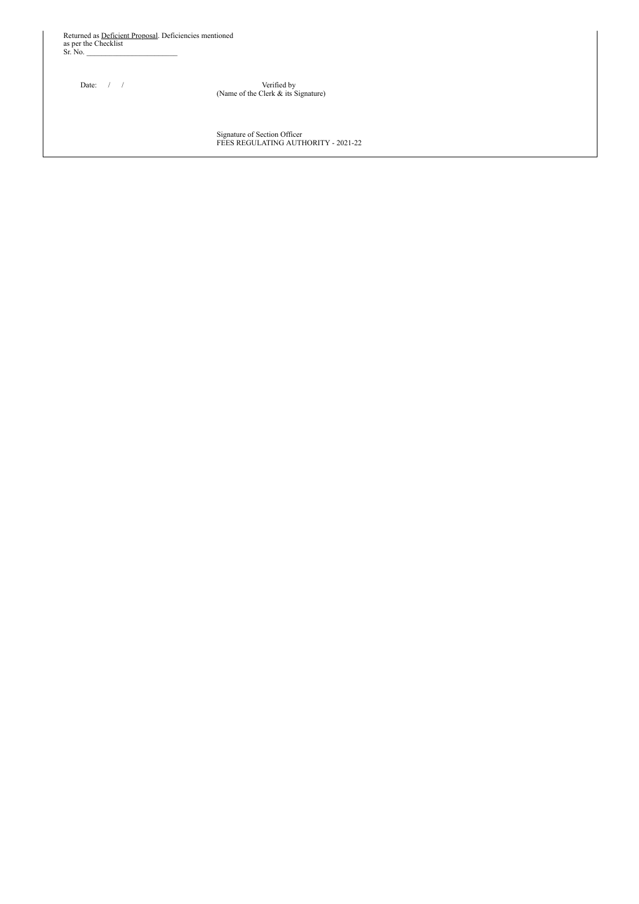Returned as <u>Deficient Proposal</u>. Deficiencies mentioned as per the Checklist
Sr. No. ________________________

Date:   /   /

Verified by
(Name of the Clerk & its Signature)

Signature of Section Officer
FEES REGULATING AUTHORITY - 2021-22